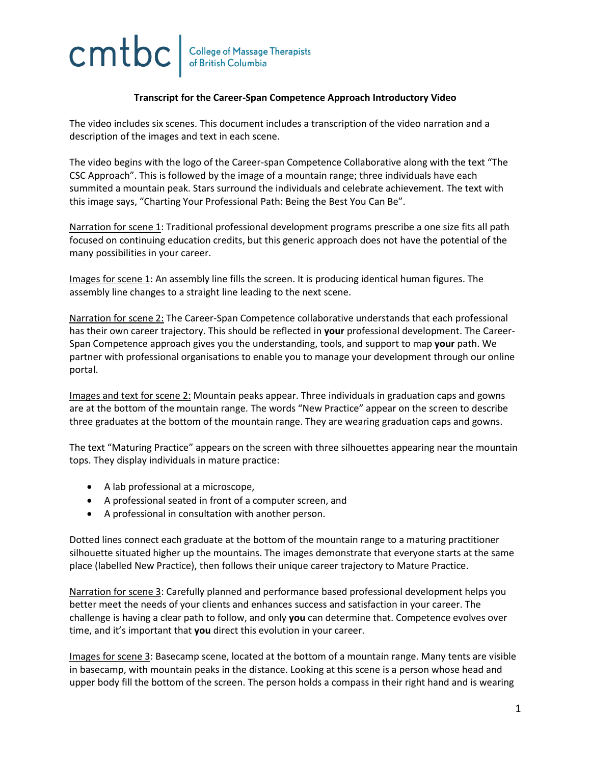cmtbc | College of Massage Therapists of British Columbia

**Transcript for the Career-Span Competence Approach Introductory Video**

The video includes six scenes. This document includes a transcription of the video narration and a description of the images and text in each scene.

The video begins with the logo of the Career-span Competence Collaborative along with the text "The CSC Approach". This is followed by the image of a mountain range; three individuals have each summited a mountain peak. Stars surround the individuals and celebrate achievement. The text with this image says, "Charting Your Professional Path: Being the Best You Can Be".

<u>Narration for scene 1</u>: Traditional professional development programs prescribe a one size fits all path focused on continuing education credits, but this generic approach does not have the potential of the many possibilities in your career.

<u>Images for scene 1</u>: An assembly line fills the screen. It is producing identical human figures. The assembly line changes to a straight line leading to the next scene.

<u>Narration for scene 2:</u> The Career-Span Competence collaborative understands that each professional has their own career trajectory. This should be reflected in **your** professional development. The Career-Span Competence approach gives you the understanding, tools, and support to map **your** path. We partner with professional organisations to enable you to manage your development through our online portal.

<u>Images and text for scene 2:</u> Mountain peaks appear. Three individuals in graduation caps and gowns are at the bottom of the mountain range. The words "New Practice" appear on the screen to describe three graduates at the bottom of the mountain range. They are wearing graduation caps and gowns.

The text "Maturing Practice" appears on the screen with three silhouettes appearing near the mountain tops. They display individuals in mature practice:

- A lab professional at a microscope,
- A professional seated in front of a computer screen, and
- A professional in consultation with another person.

Dotted lines connect each graduate at the bottom of the mountain range to a maturing practitioner silhouette situated higher up the mountains. The images demonstrate that everyone starts at the same place (labelled New Practice), then follows their unique career trajectory to Mature Practice.

<u>Narration for scene 3</u>: Carefully planned and performance based professional development helps you better meet the needs of your clients and enhances success and satisfaction in your career. The challenge is having a clear path to follow, and only **you** can determine that. Competence evolves over time, and it's important that **you** direct this evolution in your career.

<u>Images for scene 3</u>: Basecamp scene, located at the bottom of a mountain range. Many tents are visible in basecamp, with mountain peaks in the distance. Looking at this scene is a person whose head and upper body fill the bottom of the screen. The person holds a compass in their right hand and is wearing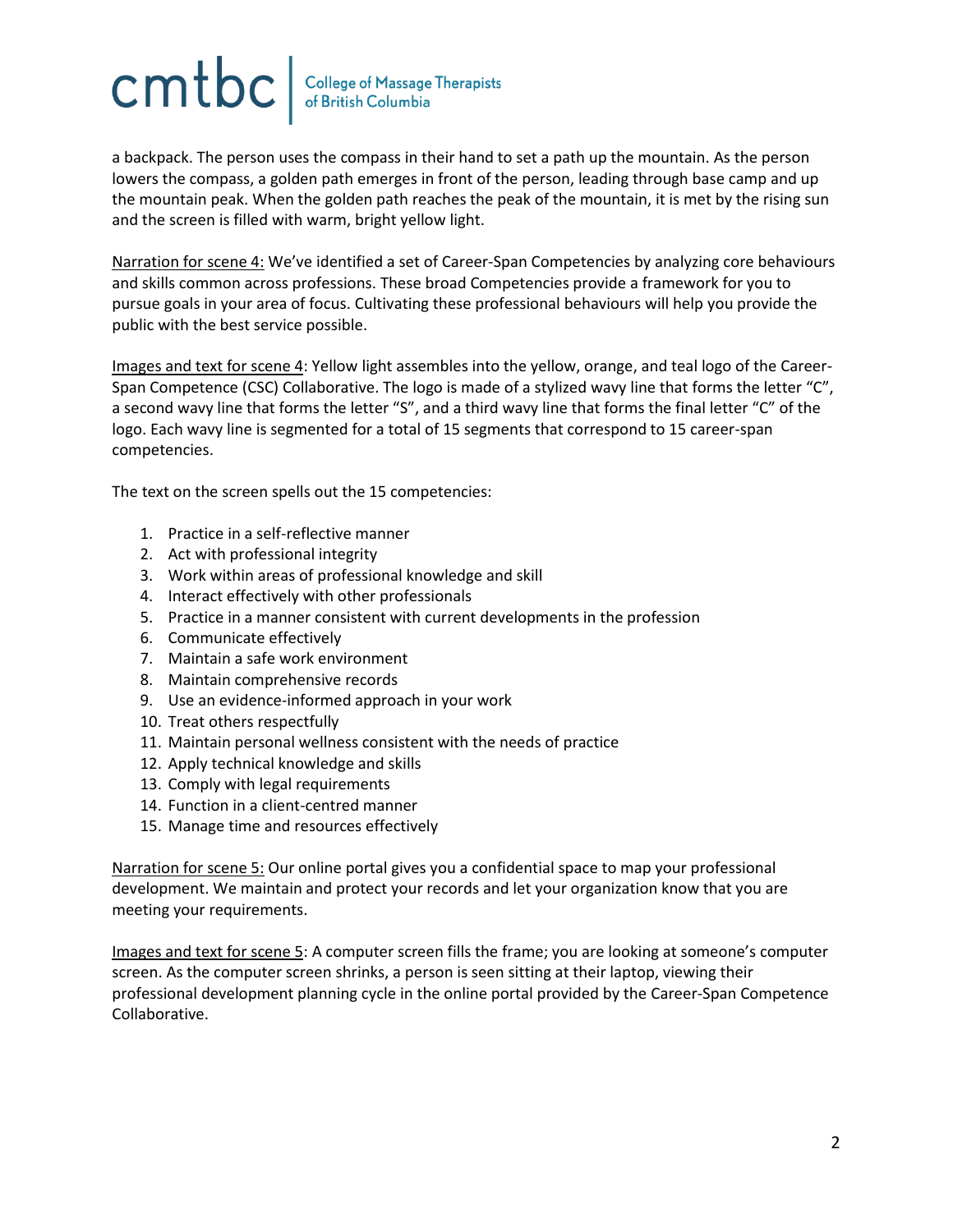a backpack. The person uses the compass in their hand to set a path up the mountain. As the person lowers the compass, a golden path emerges in front of the person, leading through base camp and up the mountain peak. When the golden path reaches the peak of the mountain, it is met by the rising sun and the screen is filled with warm, bright yellow light.

<u>Narration for scene 4:</u> We've identified a set of Career-Span Competencies by analyzing core behaviours and skills common across professions. These broad Competencies provide a framework for you to pursue goals in your area of focus. Cultivating these professional behaviours will help you provide the public with the best service possible.

<u>Images and text for scene 4</u>: Yellow light assembles into the yellow, orange, and teal logo of the Career-Span Competence (CSC) Collaborative. The logo is made of a stylized wavy line that forms the letter "C", a second wavy line that forms the letter "S", and a third wavy line that forms the final letter "C" of the logo. Each wavy line is segmented for a total of 15 segments that correspond to 15 career-span competencies.

The text on the screen spells out the 15 competencies:

1. Practice in a self-reflective manner
2. Act with professional integrity
3. Work within areas of professional knowledge and skill
4. Interact effectively with other professionals
5. Practice in a manner consistent with current developments in the profession
6. Communicate effectively
7. Maintain a safe work environment
8. Maintain comprehensive records
9. Use an evidence-informed approach in your work
10. Treat others respectfully
11. Maintain personal wellness consistent with the needs of practice
12. Apply technical knowledge and skills
13. Comply with legal requirements
14. Function in a client-centred manner
15. Manage time and resources effectively

<u>Narration for scene 5:</u> Our online portal gives you a confidential space to map your professional development. We maintain and protect your records and let your organization know that you are meeting your requirements.

<u>Images and text for scene 5</u>: A computer screen fills the frame; you are looking at someone's computer screen. As the computer screen shrinks, a person is seen sitting at their laptop, viewing their professional development planning cycle in the online portal provided by the Career-Span Competence Collaborative.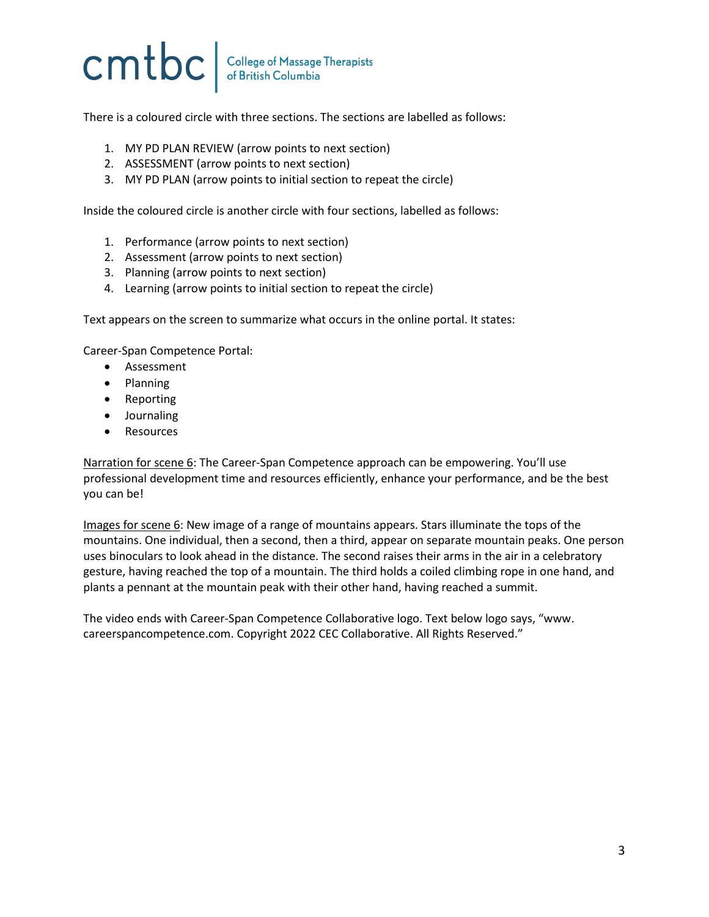There is a coloured circle with three sections. The sections are labelled as follows:

1. MY PD PLAN REVIEW (arrow points to next section)
2. ASSESSMENT (arrow points to next section)
3. MY PD PLAN (arrow points to initial section to repeat the circle)

Inside the coloured circle is another circle with four sections, labelled as follows:

1. Performance (arrow points to next section)
2. Assessment (arrow points to next section)
3. Planning (arrow points to next section)
4. Learning (arrow points to initial section to repeat the circle)

Text appears on the screen to summarize what occurs in the online portal. It states:

Career-Span Competence Portal:

- Assessment
- Planning
- Reporting
- Journaling
- Resources

Narration for scene 6: The Career-Span Competence approach can be empowering. You'll use professional development time and resources efficiently, enhance your performance, and be the best you can be!

Images for scene 6: New image of a range of mountains appears. Stars illuminate the tops of the mountains. One individual, then a second, then a third, appear on separate mountain peaks. One person uses binoculars to look ahead in the distance. The second raises their arms in the air in a celebratory gesture, having reached the top of a mountain. The third holds a coiled climbing rope in one hand, and plants a pennant at the mountain peak with their other hand, having reached a summit.

The video ends with Career-Span Competence Collaborative logo. Text below logo says, "www. careerspancompetence.com. Copyright 2022 CEC Collaborative. All Rights Reserved."